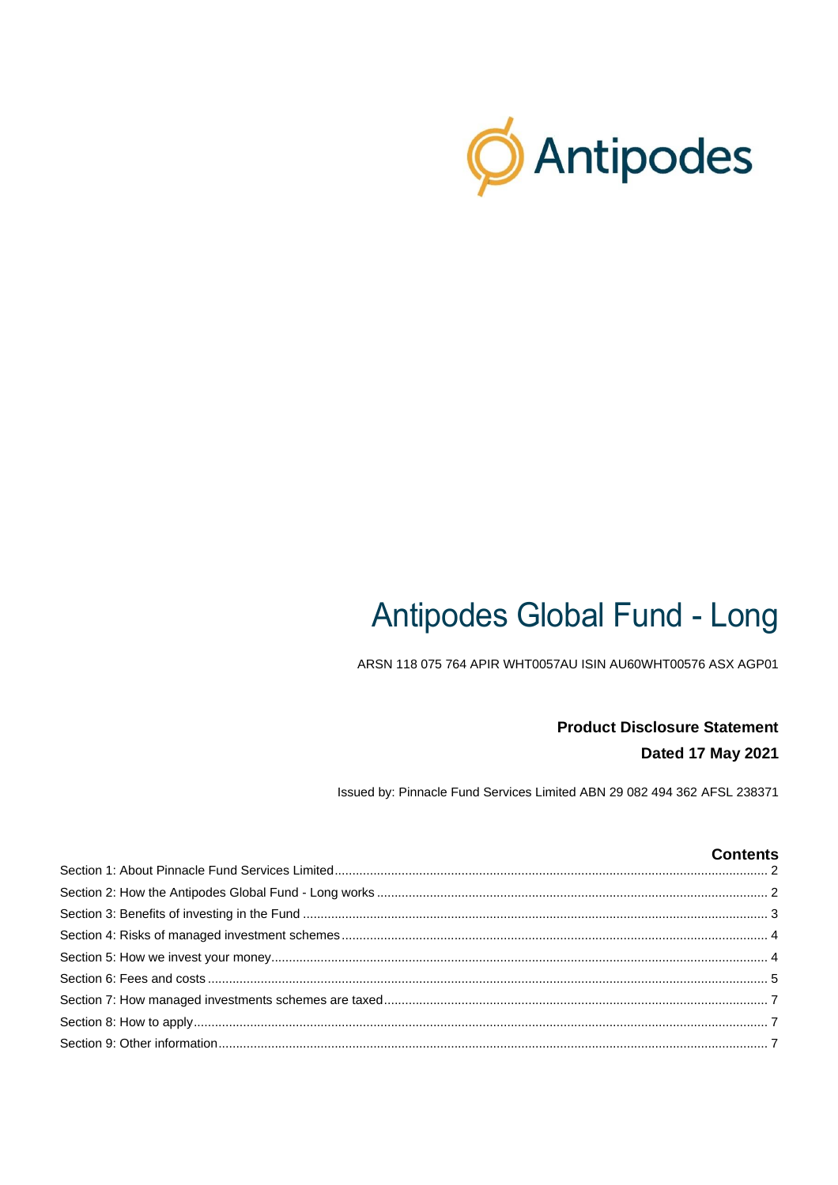Antipodes

# Antipodes Global Fund - Long

ARSN 118 075 764 APIR WHT0057AU ISIN AU60WHT00576 ASX AGP01

**Product Disclosure Statement**

**Dated 17 May 2021**

Issued by: Pinnacle Fund Services Limited ABN 29 082 494 362 AFSL 238371

## Contents

Section 1: About Pinnacle Fund Services Limited ........ 2
Section 2: How the Antipodes Global Fund - Long works ........ 2
Section 3: Benefits of investing in the Fund ........ 3
Section 4: Risks of managed investment schemes ........ 4
Section 5: How we invest your money ........ 4
Section 6: Fees and costs ........ 5
Section 7: How managed investments schemes are taxed ........ 7
Section 8: How to apply ........ 7
Section 9: Other information ........ 7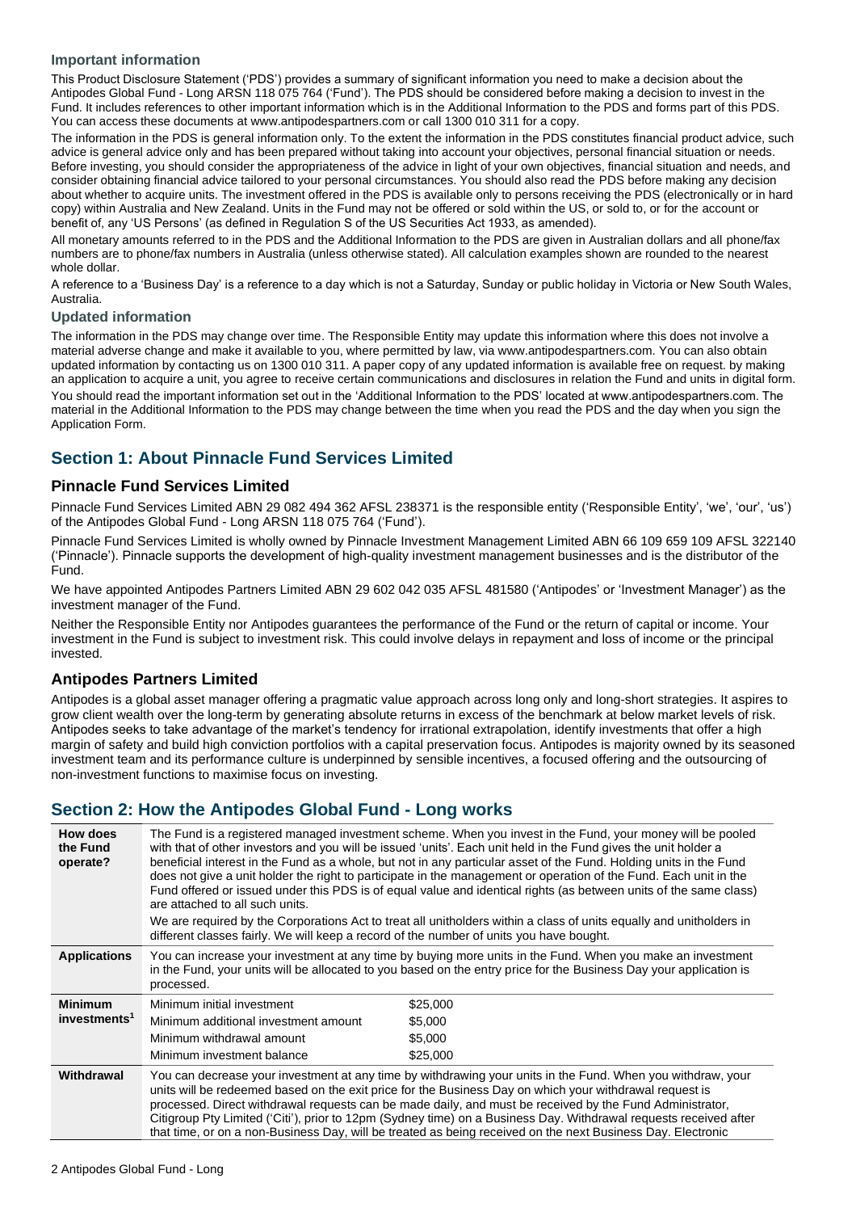### Important information

This Product Disclosure Statement ('PDS') provides a summary of significant information you need to make a decision about the Antipodes Global Fund - Long ARSN 118 075 764 ('Fund'). The PDS should be considered before making a decision to invest in the Fund. It includes references to other important information which is in the Additional Information to the PDS and forms part of this PDS. You can access these documents at www.antipodespartners.com or call 1300 010 311 for a copy.

The information in the PDS is general information only. To the extent the information in the PDS constitutes financial product advice, such advice is general advice only and has been prepared without taking into account your objectives, personal financial situation or needs. Before investing, you should consider the appropriateness of the advice in light of your own objectives, financial situation and needs, and consider obtaining financial advice tailored to your personal circumstances. You should also read the PDS before making any decision about whether to acquire units. The investment offered in the PDS is available only to persons receiving the PDS (electronically or in hard copy) within Australia and New Zealand. Units in the Fund may not be offered or sold within the US, or sold to, or for the account or benefit of, any 'US Persons' (as defined in Regulation S of the US Securities Act 1933, as amended).

All monetary amounts referred to in the PDS and the Additional Information to the PDS are given in Australian dollars and all phone/fax numbers are to phone/fax numbers in Australia (unless otherwise stated). All calculation examples shown are rounded to the nearest whole dollar.

A reference to a 'Business Day' is a reference to a day which is not a Saturday, Sunday or public holiday in Victoria or New South Wales, Australia.

### Updated information

The information in the PDS may change over time. The Responsible Entity may update this information where this does not involve a material adverse change and make it available to you, where permitted by law, via www.antipodespartners.com. You can also obtain updated information by contacting us on 1300 010 311. A paper copy of any updated information is available free on request. by making an application to acquire a unit, you agree to receive certain communications and disclosures in relation the Fund and units in digital form.

You should read the important information set out in the 'Additional Information to the PDS' located at www.antipodespartners.com. The material in the Additional Information to the PDS may change between the time when you read the PDS and the day when you sign the Application Form.

## Section 1: About Pinnacle Fund Services Limited

### Pinnacle Fund Services Limited

Pinnacle Fund Services Limited ABN 29 082 494 362 AFSL 238371 is the responsible entity ('Responsible Entity', 'we', 'our', 'us') of the Antipodes Global Fund - Long ARSN 118 075 764 ('Fund').

Pinnacle Fund Services Limited is wholly owned by Pinnacle Investment Management Limited ABN 66 109 659 109 AFSL 322140 ('Pinnacle'). Pinnacle supports the development of high-quality investment management businesses and is the distributor of the Fund.

We have appointed Antipodes Partners Limited ABN 29 602 042 035 AFSL 481580 ('Antipodes' or 'Investment Manager') as the investment manager of the Fund.

Neither the Responsible Entity nor Antipodes guarantees the performance of the Fund or the return of capital or income. Your investment in the Fund is subject to investment risk. This could involve delays in repayment and loss of income or the principal invested.

### Antipodes Partners Limited

Antipodes is a global asset manager offering a pragmatic value approach across long only and long-short strategies. It aspires to grow client wealth over the long-term by generating absolute returns in excess of the benchmark at below market levels of risk. Antipodes seeks to take advantage of the market's tendency for irrational extrapolation, identify investments that offer a high margin of safety and build high conviction portfolios with a capital preservation focus. Antipodes is majority owned by its seasoned investment team and its performance culture is underpinned by sensible incentives, a focused offering and the outsourcing of non-investment functions to maximise focus on investing.

## Section 2: How the Antipodes Global Fund - Long works

| | |
|---|---|
| **How does the Fund operate?** | The Fund is a registered managed investment scheme. When you invest in the Fund, your money will be pooled with that of other investors and you will be issued 'units'. Each unit held in the Fund gives the unit holder a beneficial interest in the Fund as a whole, but not in any particular asset of the Fund. Holding units in the Fund does not give a unit holder the right to participate in the management or operation of the Fund. Each unit in the Fund offered or issued under this PDS is of equal value and identical rights (as between units of the same class) are attached to all such units.<br><br>We are required by the Corporations Act to treat all unitholders within a class of units equally and unitholders in different classes fairly. We will keep a record of the number of units you have bought. |
| **Applications** | You can increase your investment at any time by buying more units in the Fund. When you make an investment in the Fund, your units will be allocated to you based on the entry price for the Business Day your application is processed. |
| **Minimum investments[1]** | Minimum initial investment: $25,000<br>Minimum additional investment amount: $5,000<br>Minimum withdrawal amount: $5,000<br>Minimum investment balance: $25,000 |
| **Withdrawal** | You can decrease your investment at any time by withdrawing your units in the Fund. When you withdraw, your units will be redeemed based on the exit price for the Business Day on which your withdrawal request is processed. Direct withdrawal requests can be made daily, and must be received by the Fund Administrator, Citigroup Pty Limited ('Citi'), prior to 12pm (Sydney time) on a Business Day. Withdrawal requests received after that time, or on a non-Business Day, will be treated as being received on the next Business Day. Electronic |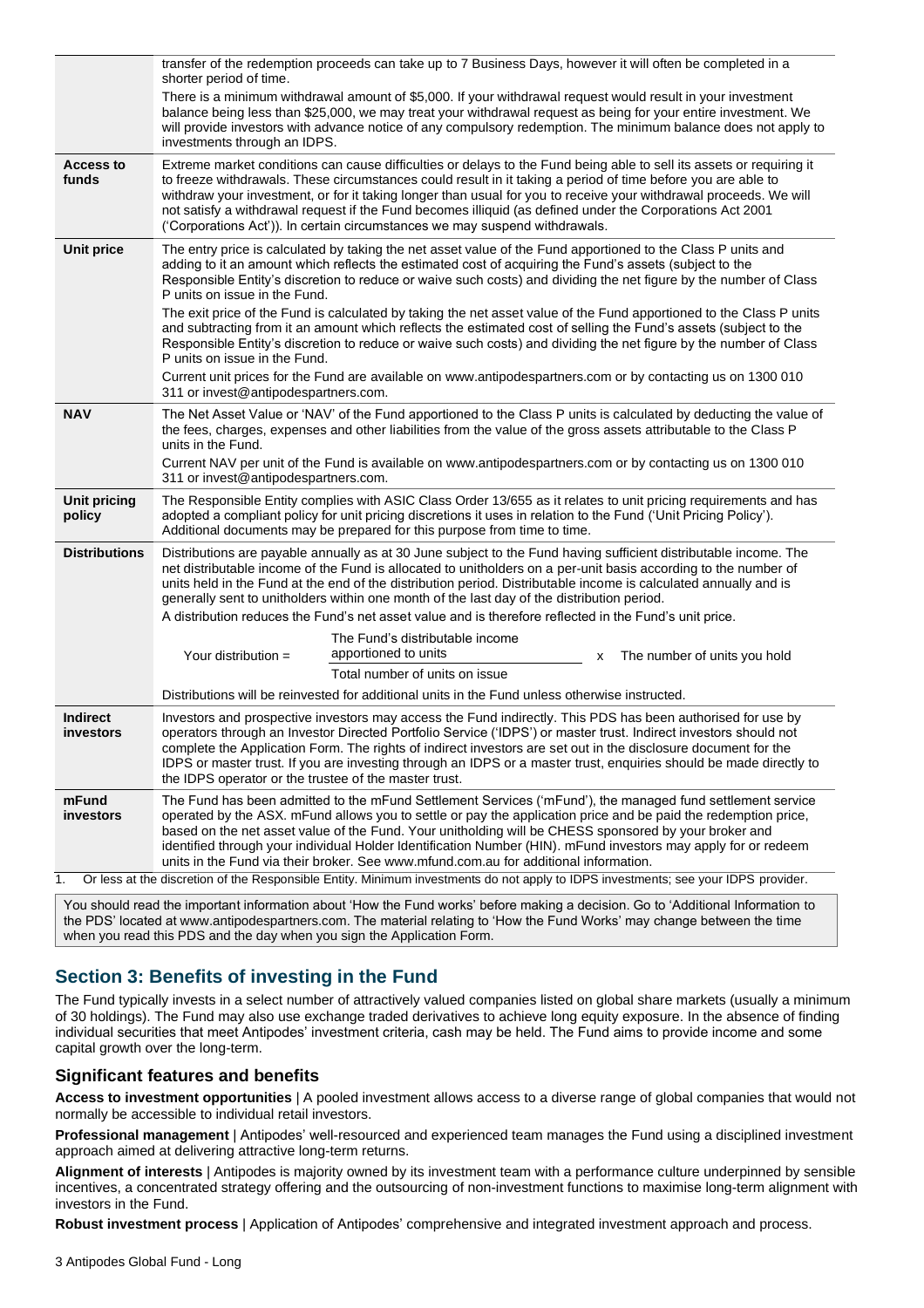| | |
|---|---|
| | transfer of the redemption proceeds can take up to 7 Business Days, however it will often be completed in a shorter period of time. There is a minimum withdrawal amount of $5,000. If your withdrawal request would result in your investment balance being less than $25,000, we may treat your withdrawal request as being for your entire investment. We will provide investors with advance notice of any compulsory redemption. The minimum balance does not apply to investments through an IDPS. |
| **Access to funds** | Extreme market conditions can cause difficulties or delays to the Fund being able to sell its assets or requiring it to freeze withdrawals. These circumstances could result in it taking a period of time before you are able to withdraw your investment, or for it taking longer than usual for you to receive your withdrawal proceeds. We will not satisfy a withdrawal request if the Fund becomes illiquid (as defined under the Corporations Act 2001 ('Corporations Act')). In certain circumstances we may suspend withdrawals. |
| **Unit price** | The entry price is calculated by taking the net asset value of the Fund apportioned to the Class P units and adding to it an amount which reflects the estimated cost of acquiring the Fund's assets (subject to the Responsible Entity's discretion to reduce or waive such costs) and dividing the net figure by the number of Class P units on issue in the Fund. The exit price of the Fund is calculated by taking the net asset value of the Fund apportioned to the Class P units and subtracting from it an amount which reflects the estimated cost of selling the Fund's assets (subject to the Responsible Entity's discretion to reduce or waive such costs) and dividing the net figure by the number of Class P units on issue in the Fund. Current unit prices for the Fund are available on www.antipodespartners.com or by contacting us on 1300 010 311 or invest@antipodespartners.com. |
| **NAV** | The Net Asset Value or 'NAV' of the Fund apportioned to the Class P units is calculated by deducting the value of the fees, charges, expenses and other liabilities from the value of the gross assets attributable to the Class P units in the Fund. Current NAV per unit of the Fund is available on www.antipodespartners.com or by contacting us on 1300 010 311 or invest@antipodespartners.com. |
| **Unit pricing policy** | The Responsible Entity complies with ASIC Class Order 13/655 as it relates to unit pricing requirements and has adopted a compliant policy for unit pricing discretions it uses in relation to the Fund ('Unit Pricing Policy'). Additional documents may be prepared for this purpose from time to time. |
| **Distributions** | Distributions are payable annually as at 30 June subject to the Fund having sufficient distributable income. The net distributable income of the Fund is allocated to unitholders on a per-unit basis according to the number of units held in the Fund at the end of the distribution period. Distributable income is calculated annually and is generally sent to unitholders within one month of the last day of the distribution period. A distribution reduces the Fund's net asset value and is therefore reflected in the Fund's unit price. Your distribution = (The Fund's distributable income apportioned to units / Total number of units on issue) x The number of units you hold. Distributions will be reinvested for additional units in the Fund unless otherwise instructed. |
| **Indirect investors** | Investors and prospective investors may access the Fund indirectly. This PDS has been authorised for use by operators through an Investor Directed Portfolio Service ('IDPS') or master trust. Indirect investors should not complete the Application Form. The rights of indirect investors are set out in the disclosure document for the IDPS or master trust. If you are investing through an IDPS or a master trust, enquiries should be made directly to the IDPS operator or the trustee of the master trust. |
| **mFund investors** | The Fund has been admitted to the mFund Settlement Services ('mFund'), the managed fund settlement service operated by the ASX. mFund allows you to settle or pay the application price and be paid the redemption price, based on the net asset value of the Fund. Your unitholding will be CHESS sponsored by your broker and identified through your individual Holder Identification Number (HIN). mFund investors may apply for or redeem units in the Fund via their broker. See www.mfund.com.au for additional information. |

1. Or less at the discretion of the Responsible Entity. Minimum investments do not apply to IDPS investments; see your IDPS provider.

You should read the important information about 'How the Fund works' before making a decision. Go to 'Additional Information to the PDS' located at www.antipodespartners.com. The material relating to 'How the Fund Works' may change between the time when you read this PDS and the day when you sign the Application Form.

## Section 3: Benefits of investing in the Fund

The Fund typically invests in a select number of attractively valued companies listed on global share markets (usually a minimum of 30 holdings). The Fund may also use exchange traded derivatives to achieve long equity exposure. In the absence of finding individual securities that meet Antipodes' investment criteria, cash may be held. The Fund aims to provide income and some capital growth over the long-term.

### Significant features and benefits

**Access to investment opportunities** | A pooled investment allows access to a diverse range of global companies that would not normally be accessible to individual retail investors.

**Professional management** | Antipodes' well-resourced and experienced team manages the Fund using a disciplined investment approach aimed at delivering attractive long-term returns.

**Alignment of interests** | Antipodes is majority owned by its investment team with a performance culture underpinned by sensible incentives, a concentrated strategy offering and the outsourcing of non-investment functions to maximise long-term alignment with investors in the Fund.

**Robust investment process** | Application of Antipodes' comprehensive and integrated investment approach and process.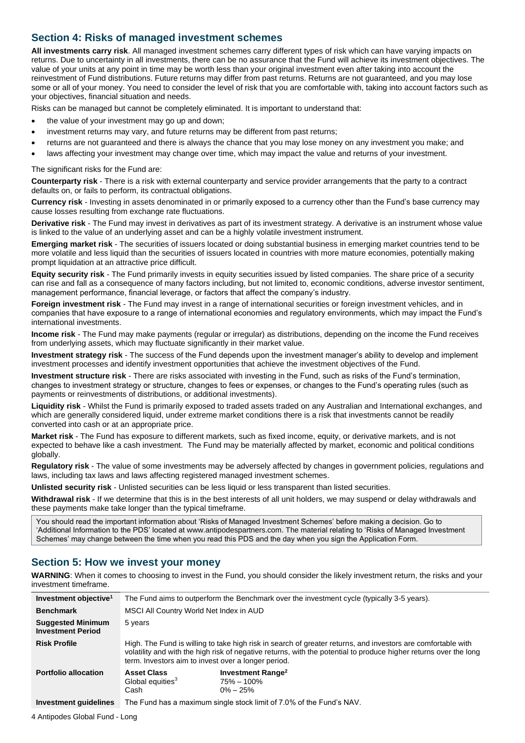## Section 4: Risks of managed investment schemes

**All investments carry risk**. All managed investment schemes carry different types of risk which can have varying impacts on returns. Due to uncertainty in all investments, there can be no assurance that the Fund will achieve its investment objectives. The value of your units at any point in time may be worth less than your original investment even after taking into account the reinvestment of Fund distributions. Future returns may differ from past returns. Returns are not guaranteed, and you may lose some or all of your money. You need to consider the level of risk that you are comfortable with, taking into account factors such as your objectives, financial situation and needs.

Risks can be managed but cannot be completely eliminated. It is important to understand that:

- the value of your investment may go up and down;
- investment returns may vary, and future returns may be different from past returns;
- returns are not guaranteed and there is always the chance that you may lose money on any investment you make; and
- laws affecting your investment may change over time, which may impact the value and returns of your investment.

The significant risks for the Fund are:

**Counterparty risk** - There is a risk with external counterparty and service provider arrangements that the party to a contract defaults on, or fails to perform, its contractual obligations.

**Currency risk** - Investing in assets denominated in or primarily exposed to a currency other than the Fund's base currency may cause losses resulting from exchange rate fluctuations.

**Derivative risk** - The Fund may invest in derivatives as part of its investment strategy. A derivative is an instrument whose value is linked to the value of an underlying asset and can be a highly volatile investment instrument.

**Emerging market risk** - The securities of issuers located or doing substantial business in emerging market countries tend to be more volatile and less liquid than the securities of issuers located in countries with more mature economies, potentially making prompt liquidation at an attractive price difficult.

**Equity security risk** - The Fund primarily invests in equity securities issued by listed companies. The share price of a security can rise and fall as a consequence of many factors including, but not limited to, economic conditions, adverse investor sentiment, management performance, financial leverage, or factors that affect the company's industry.

**Foreign investment risk** - The Fund may invest in a range of international securities or foreign investment vehicles, and in companies that have exposure to a range of international economies and regulatory environments, which may impact the Fund's international investments.

**Income risk** - The Fund may make payments (regular or irregular) as distributions, depending on the income the Fund receives from underlying assets, which may fluctuate significantly in their market value.

**Investment strategy risk** - The success of the Fund depends upon the investment manager's ability to develop and implement investment processes and identify investment opportunities that achieve the investment objectives of the Fund.

**Investment structure risk** - There are risks associated with investing in the Fund, such as risks of the Fund's termination, changes to investment strategy or structure, changes to fees or expenses, or changes to the Fund's operating rules (such as payments or reinvestments of distributions, or additional investments).

**Liquidity risk** - Whilst the Fund is primarily exposed to traded assets traded on any Australian and International exchanges, and which are generally considered liquid, under extreme market conditions there is a risk that investments cannot be readily converted into cash or at an appropriate price.

**Market risk** - The Fund has exposure to different markets, such as fixed income, equity, or derivative markets, and is not expected to behave like a cash investment. The Fund may be materially affected by market, economic and political conditions globally.

**Regulatory risk** - The value of some investments may be adversely affected by changes in government policies, regulations and laws, including tax laws and laws affecting registered managed investment schemes.

**Unlisted security risk** - Unlisted securities can be less liquid or less transparent than listed securities.

**Withdrawal risk** - If we determine that this is in the best interests of all unit holders, we may suspend or delay withdrawals and these payments make take longer than the typical timeframe.

> You should read the important information about 'Risks of Managed Investment Schemes' before making a decision. Go to 'Additional Information to the PDS' located at www.antipodespartners.com. The material relating to 'Risks of Managed Investment Schemes' may change between the time when you read this PDS and the day when you sign the Application Form.

## Section 5: How we invest your money

**WARNING**: When it comes to choosing to invest in the Fund, you should consider the likely investment return, the risks and your investment timeframe.

| | | |
|---|---|---|
| **Investment objective**[1] | The Fund aims to outperform the Benchmark over the investment cycle (typically 3-5 years). | |
| **Benchmark** | MSCI All Country World Net Index in AUD | |
| **Suggested Minimum Investment Period** | 5 years | |
| **Risk Profile** | High. The Fund is willing to take high risk in search of greater returns, and investors are comfortable with volatility and with the high risk of negative returns, with the potential to produce higher returns over the long term. Investors aim to invest over a longer period. | |
| **Portfolio allocation** | **Asset Class** | **Investment Range**[2] |
| | Global equities[3] | 75% – 100% |
| | Cash | 0% – 25% |
| **Investment guidelines** | The Fund has a maximum single stock limit of 7.0% of the Fund's NAV. | |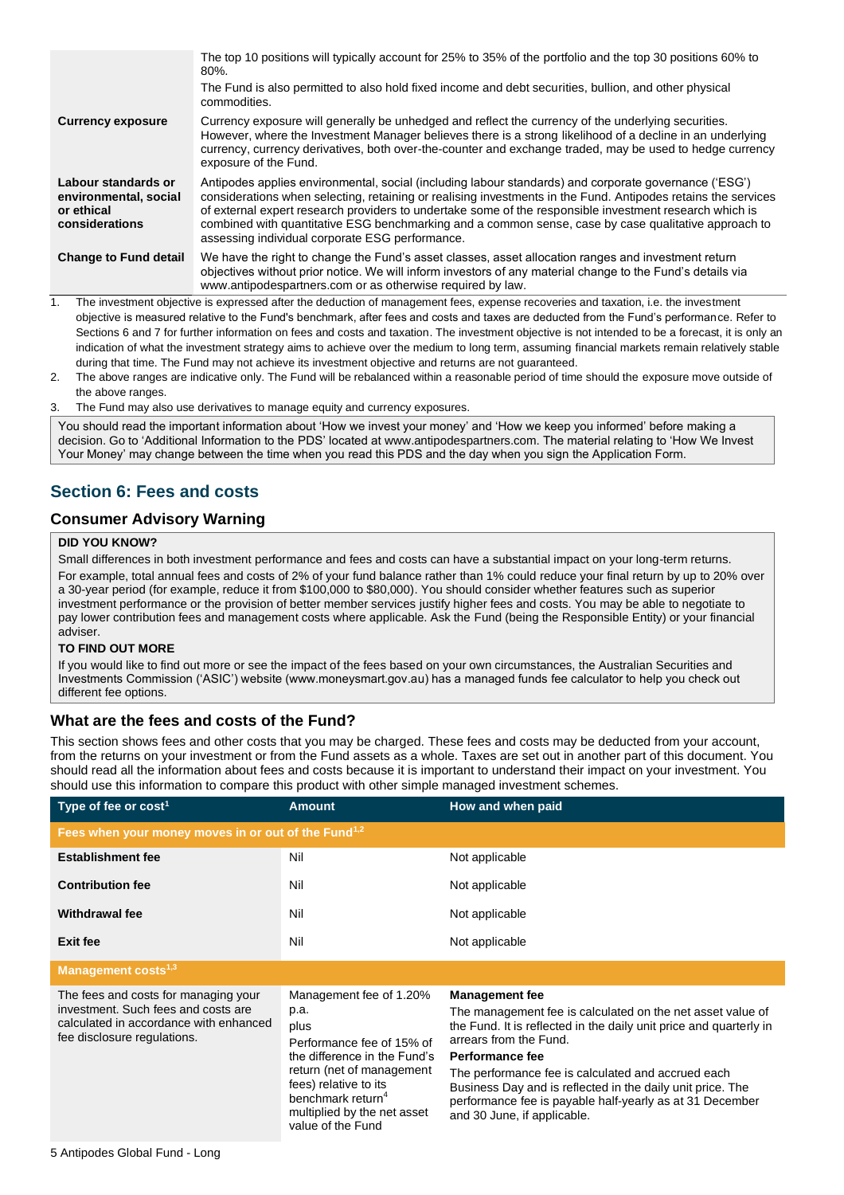| | |
|---|---|
| | The top 10 positions will typically account for 25% to 35% of the portfolio and the top 30 positions 60% to 80%. The Fund is also permitted to also hold fixed income and debt securities, bullion, and other physical commodities. |
| **Currency exposure** | Currency exposure will generally be unhedged and reflect the currency of the underlying securities. However, where the Investment Manager believes there is a strong likelihood of a decline in an underlying currency, currency derivatives, both over-the-counter and exchange traded, may be used to hedge currency exposure of the Fund. |
| **Labour standards or environmental, social or ethical considerations** | Antipodes applies environmental, social (including labour standards) and corporate governance ('ESG') considerations when selecting, retaining or realising investments in the Fund. Antipodes retains the services of external expert research providers to undertake some of the responsible investment research which is combined with quantitative ESG benchmarking and a common sense, case by case qualitative approach to assessing individual corporate ESG performance. |
| **Change to Fund detail** | We have the right to change the Fund's asset classes, asset allocation ranges and investment return objectives without prior notice. We will inform investors of any material change to the Fund's details via www.antipodespartners.com or as otherwise required by law. |

1. The investment objective is expressed after the deduction of management fees, expense recoveries and taxation, i.e. the investment objective is measured relative to the Fund's benchmark, after fees and costs and taxes are deducted from the Fund's performance. Refer to Sections 6 and 7 for further information on fees and costs and taxation. The investment objective is not intended to be a forecast, it is only an indication of what the investment strategy aims to achieve over the medium to long term, assuming financial markets remain relatively stable during that time. The Fund may not achieve its investment objective and returns are not guaranteed.
2. The above ranges are indicative only. The Fund will be rebalanced within a reasonable period of time should the exposure move outside of the above ranges.
3. The Fund may also use derivatives to manage equity and currency exposures.

You should read the important information about 'How we invest your money' and 'How we keep you informed' before making a decision. Go to 'Additional Information to the PDS' located at www.antipodespartners.com. The material relating to 'How We Invest Your Money' may change between the time when you read this PDS and the day when you sign the Application Form.

## Section 6: Fees and costs

### Consumer Advisory Warning

**DID YOU KNOW?**

Small differences in both investment performance and fees and costs can have a substantial impact on your long-term returns.

For example, total annual fees and costs of 2% of your fund balance rather than 1% could reduce your final return by up to 20% over a 30-year period (for example, reduce it from $100,000 to $80,000). You should consider whether features such as superior investment performance or the provision of better member services justify higher fees and costs. You may be able to negotiate to pay lower contribution fees and management costs where applicable. Ask the Fund (being the Responsible Entity) or your financial adviser.

**TO FIND OUT MORE**

If you would like to find out more or see the impact of the fees based on your own circumstances, the Australian Securities and Investments Commission ('ASIC') website (www.moneysmart.gov.au) has a managed funds fee calculator to help you check out different fee options.

### What are the fees and costs of the Fund?

This section shows fees and other costs that you may be charged. These fees and costs may be deducted from your account, from the returns on your investment or from the Fund assets as a whole. Taxes are set out in another part of this document. You should read all the information about fees and costs because it is important to understand their impact on your investment. You should use this information to compare this product with other simple managed investment schemes.

| Type of fee or cost[1] | Amount | How and when paid |
|---|---|---|
| **Fees when your money moves in or out of the Fund[1,2]** | | |
| **Establishment fee** | Nil | Not applicable |
| **Contribution fee** | Nil | Not applicable |
| **Withdrawal fee** | Nil | Not applicable |
| **Exit fee** | Nil | Not applicable |
| **Management costs[1,3]** | | |
| The fees and costs for managing your investment. Such fees and costs are calculated in accordance with enhanced fee disclosure regulations. | Management fee of 1.20% p.a. plus Performance fee of 15% of the difference in the Fund's return (net of management fees) relative to its benchmark return[4] multiplied by the net asset value of the Fund | **Management fee** The management fee is calculated on the net asset value of the Fund. It is reflected in the daily unit price and quarterly in arrears from the Fund. **Performance fee** The performance fee is calculated and accrued each Business Day and is reflected in the daily unit price. The performance fee is payable half-yearly as at 31 December and 30 June, if applicable. |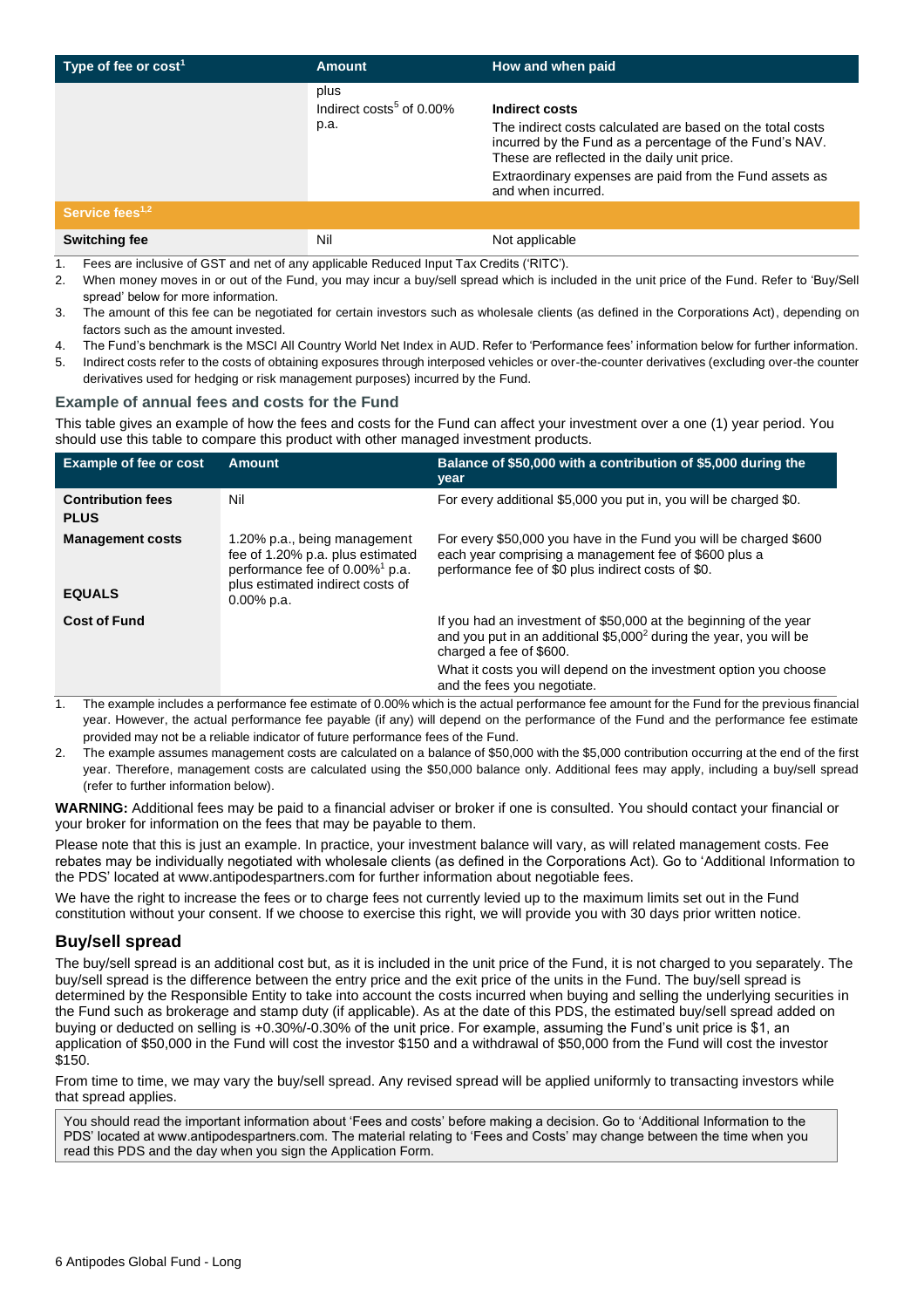| Type of fee or cost[1] | Amount | How and when paid |
|---|---|---|
| | plus<br>Indirect costs[5] of 0.00% p.a. | **Indirect costs**<br>The indirect costs calculated are based on the total costs incurred by the Fund as a percentage of the Fund's NAV. These are reflected in the daily unit price.<br>Extraordinary expenses are paid from the Fund assets as and when incurred. |
| **Service fees[1,2]** | | |
| **Switching fee** | Nil | Not applicable |

1. Fees are inclusive of GST and net of any applicable Reduced Input Tax Credits ('RITC').
2. When money moves in or out of the Fund, you may incur a buy/sell spread which is included in the unit price of the Fund. Refer to 'Buy/Sell spread' below for more information.
3. The amount of this fee can be negotiated for certain investors such as wholesale clients (as defined in the Corporations Act), depending on factors such as the amount invested.
4. The Fund's benchmark is the MSCI All Country World Net Index in AUD. Refer to 'Performance fees' information below for further information.
5. Indirect costs refer to the costs of obtaining exposures through interposed vehicles or over-the-counter derivatives (excluding over-the counter derivatives used for hedging or risk management purposes) incurred by the Fund.

### Example of annual fees and costs for the Fund

This table gives an example of how the fees and costs for the Fund can affect your investment over a one (1) year period. You should use this table to compare this product with other managed investment products.

| Example of fee or cost | Amount | Balance of $50,000 with a contribution of $5,000 during the year |
|---|---|---|
| **Contribution fees**<br>**PLUS** | Nil | For every additional $5,000 you put in, you will be charged $0. |
| **Management costs**<br><br>**EQUALS** | 1.20% p.a., being management fee of 1.20% p.a. plus estimated performance fee of 0.00%[1] p.a. plus estimated indirect costs of 0.00% p.a. | For every $50,000 you have in the Fund you will be charged $600 each year comprising a management fee of $600 plus a performance fee of $0 plus indirect costs of $0. |
| **Cost of Fund** | | If you had an investment of $50,000 at the beginning of the year and you put in an additional $5,000[2] during the year, you will be charged a fee of $600.<br>What it costs you will depend on the investment option you choose and the fees you negotiate. |

1. The example includes a performance fee estimate of 0.00% which is the actual performance fee amount for the Fund for the previous financial year. However, the actual performance fee payable (if any) will depend on the performance of the Fund and the performance fee estimate provided may not be a reliable indicator of future performance fees of the Fund.
2. The example assumes management costs are calculated on a balance of $50,000 with the $5,000 contribution occurring at the end of the first year. Therefore, management costs are calculated using the $50,000 balance only. Additional fees may apply, including a buy/sell spread (refer to further information below).

**WARNING:** Additional fees may be paid to a financial adviser or broker if one is consulted. You should contact your financial or your broker for information on the fees that may be payable to them.

Please note that this is just an example. In practice, your investment balance will vary, as will related management costs. Fee rebates may be individually negotiated with wholesale clients (as defined in the Corporations Act). Go to 'Additional Information to the PDS' located at www.antipodespartners.com for further information about negotiable fees.

We have the right to increase the fees or to charge fees not currently levied up to the maximum limits set out in the Fund constitution without your consent. If we choose to exercise this right, we will provide you with 30 days prior written notice.

## Buy/sell spread

The buy/sell spread is an additional cost but, as it is included in the unit price of the Fund, it is not charged to you separately. The buy/sell spread is the difference between the entry price and the exit price of the units in the Fund. The buy/sell spread is determined by the Responsible Entity to take into account the costs incurred when buying and selling the underlying securities in the Fund such as brokerage and stamp duty (if applicable). As at the date of this PDS, the estimated buy/sell spread added on buying or deducted on selling is +0.30%/-0.30% of the unit price. For example, assuming the Fund's unit price is $1, an application of $50,000 in the Fund will cost the investor $150 and a withdrawal of $50,000 from the Fund will cost the investor $150.

From time to time, we may vary the buy/sell spread. Any revised spread will be applied uniformly to transacting investors while that spread applies.

You should read the important information about 'Fees and costs' before making a decision. Go to 'Additional Information to the PDS' located at www.antipodespartners.com. The material relating to 'Fees and Costs' may change between the time when you read this PDS and the day when you sign the Application Form.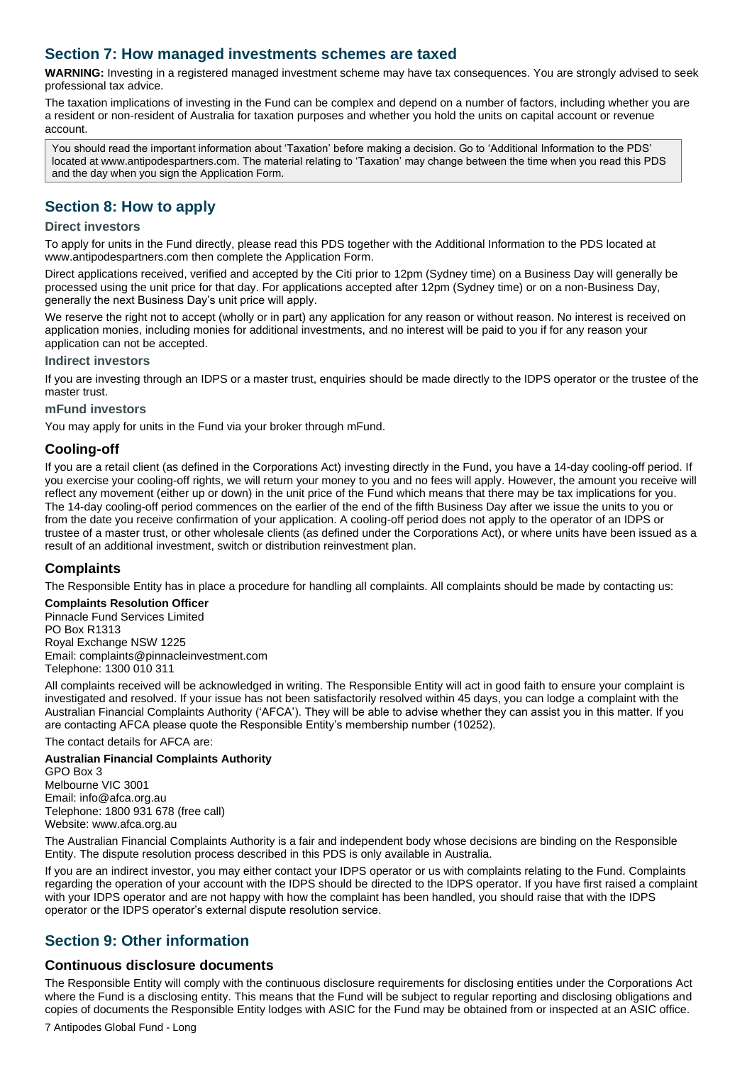## Section 7: How managed investments schemes are taxed

**WARNING:** Investing in a registered managed investment scheme may have tax consequences. You are strongly advised to seek professional tax advice.

The taxation implications of investing in the Fund can be complex and depend on a number of factors, including whether you are a resident or non-resident of Australia for taxation purposes and whether you hold the units on capital account or revenue account.

> You should read the important information about 'Taxation' before making a decision. Go to 'Additional Information to the PDS' located at www.antipodespartners.com. The material relating to 'Taxation' may change between the time when you read this PDS and the day when you sign the Application Form.

## Section 8: How to apply

### Direct investors

To apply for units in the Fund directly, please read this PDS together with the Additional Information to the PDS located at www.antipodespartners.com then complete the Application Form.

Direct applications received, verified and accepted by the Citi prior to 12pm (Sydney time) on a Business Day will generally be processed using the unit price for that day. For applications accepted after 12pm (Sydney time) or on a non-Business Day, generally the next Business Day's unit price will apply.

We reserve the right not to accept (wholly or in part) any application for any reason or without reason. No interest is received on application monies, including monies for additional investments, and no interest will be paid to you if for any reason your application can not be accepted.

### Indirect investors

If you are investing through an IDPS or a master trust, enquiries should be made directly to the IDPS operator or the trustee of the master trust.

### mFund investors

You may apply for units in the Fund via your broker through mFund.

### Cooling-off

If you are a retail client (as defined in the Corporations Act) investing directly in the Fund, you have a 14-day cooling-off period. If you exercise your cooling-off rights, we will return your money to you and no fees will apply. However, the amount you receive will reflect any movement (either up or down) in the unit price of the Fund which means that there may be tax implications for you. The 14-day cooling-off period commences on the earlier of the end of the fifth Business Day after we issue the units to you or from the date you receive confirmation of your application. A cooling-off period does not apply to the operator of an IDPS or trustee of a master trust, or other wholesale clients (as defined under the Corporations Act), or where units have been issued as a result of an additional investment, switch or distribution reinvestment plan.

### Complaints

The Responsible Entity has in place a procedure for handling all complaints. All complaints should be made by contacting us:

**Complaints Resolution Officer**
Pinnacle Fund Services Limited
PO Box R1313
Royal Exchange NSW 1225
Email: complaints@pinnacleinvestment.com
Telephone: 1300 010 311

All complaints received will be acknowledged in writing. The Responsible Entity will act in good faith to ensure your complaint is investigated and resolved. If your issue has not been satisfactorily resolved within 45 days, you can lodge a complaint with the Australian Financial Complaints Authority ('AFCA'). They will be able to advise whether they can assist you in this matter. If you are contacting AFCA please quote the Responsible Entity's membership number (10252).

The contact details for AFCA are:

**Australian Financial Complaints Authority**
GPO Box 3
Melbourne VIC 3001
Email: info@afca.org.au
Telephone: 1800 931 678 (free call)
Website: www.afca.org.au

The Australian Financial Complaints Authority is a fair and independent body whose decisions are binding on the Responsible Entity. The dispute resolution process described in this PDS is only available in Australia.

If you are an indirect investor, you may either contact your IDPS operator or us with complaints relating to the Fund. Complaints regarding the operation of your account with the IDPS should be directed to the IDPS operator. If you have first raised a complaint with your IDPS operator and are not happy with how the complaint has been handled, you should raise that with the IDPS operator or the IDPS operator's external dispute resolution service.

## Section 9: Other information

### Continuous disclosure documents

The Responsible Entity will comply with the continuous disclosure requirements for disclosing entities under the Corporations Act where the Fund is a disclosing entity. This means that the Fund will be subject to regular reporting and disclosing obligations and copies of documents the Responsible Entity lodges with ASIC for the Fund may be obtained from or inspected at an ASIC office.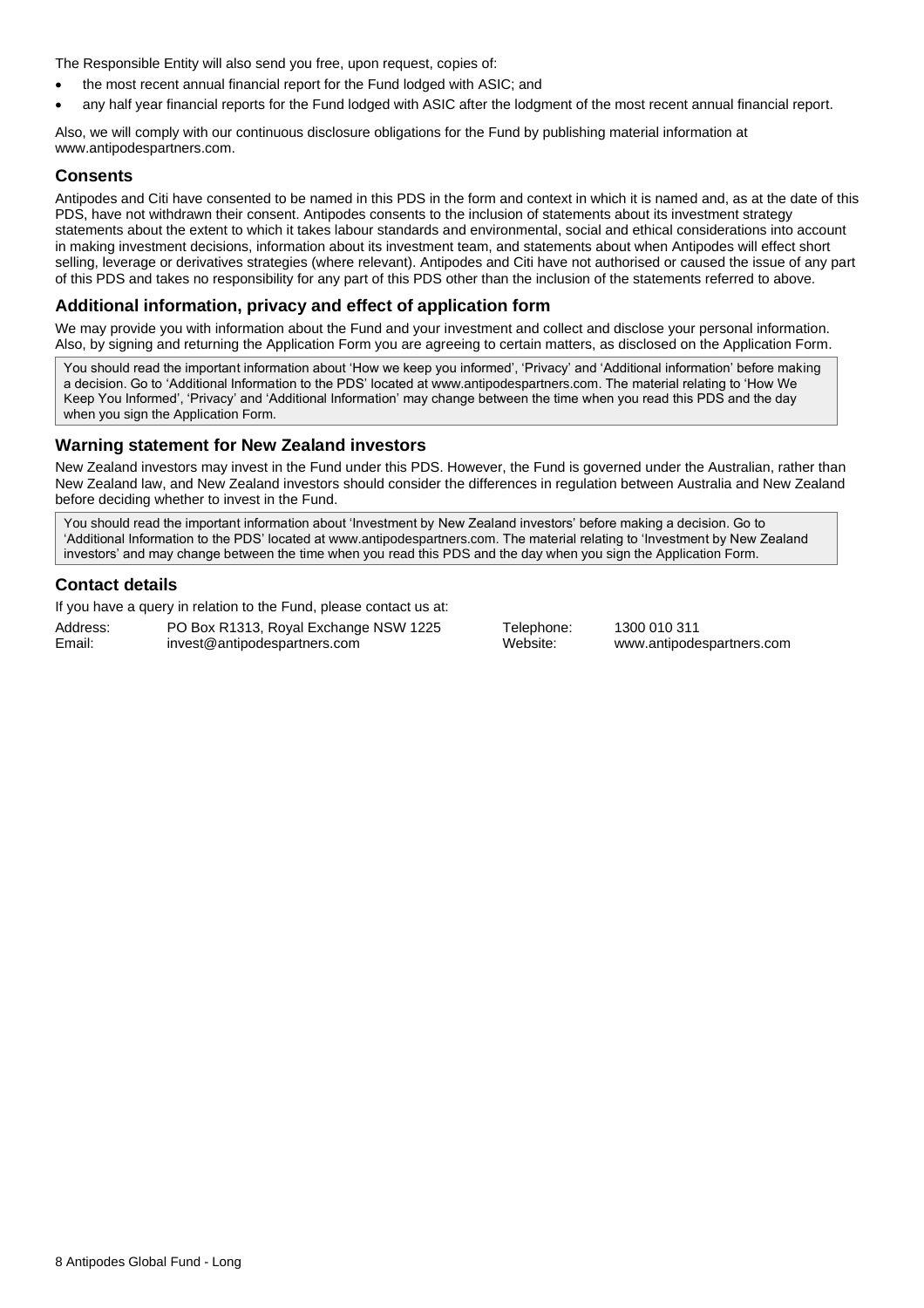The Responsible Entity will also send you free, upon request, copies of:

- the most recent annual financial report for the Fund lodged with ASIC; and
- any half year financial reports for the Fund lodged with ASIC after the lodgment of the most recent annual financial report.

Also, we will comply with our continuous disclosure obligations for the Fund by publishing material information at www.antipodespartners.com.

## Consents

Antipodes and Citi have consented to be named in this PDS in the form and context in which it is named and, as at the date of this PDS, have not withdrawn their consent. Antipodes consents to the inclusion of statements about its investment strategy statements about the extent to which it takes labour standards and environmental, social and ethical considerations into account in making investment decisions, information about its investment team, and statements about when Antipodes will effect short selling, leverage or derivatives strategies (where relevant). Antipodes and Citi have not authorised or caused the issue of any part of this PDS and takes no responsibility for any part of this PDS other than the inclusion of the statements referred to above.

## Additional information, privacy and effect of application form

We may provide you with information about the Fund and your investment and collect and disclose your personal information. Also, by signing and returning the Application Form you are agreeing to certain matters, as disclosed on the Application Form.

> You should read the important information about 'How we keep you informed', 'Privacy' and 'Additional information' before making a decision. Go to 'Additional Information to the PDS' located at www.antipodespartners.com. The material relating to 'How We Keep You Informed', 'Privacy' and 'Additional Information' may change between the time when you read this PDS and the day when you sign the Application Form.

## Warning statement for New Zealand investors

New Zealand investors may invest in the Fund under this PDS. However, the Fund is governed under the Australian, rather than New Zealand law, and New Zealand investors should consider the differences in regulation between Australia and New Zealand before deciding whether to invest in the Fund.

> You should read the important information about 'Investment by New Zealand investors' before making a decision. Go to 'Additional Information to the PDS' located at www.antipodespartners.com. The material relating to 'Investment by New Zealand investors' and may change between the time when you read this PDS and the day when you sign the Application Form.

## Contact details

If you have a query in relation to the Fund, please contact us at:

| | | | |
|---|---|---|---|
| Address: | PO Box R1313, Royal Exchange NSW 1225 | Telephone: | 1300 010 311 |
| Email: | invest@antipodespartners.com | Website: | www.antipodespartners.com |